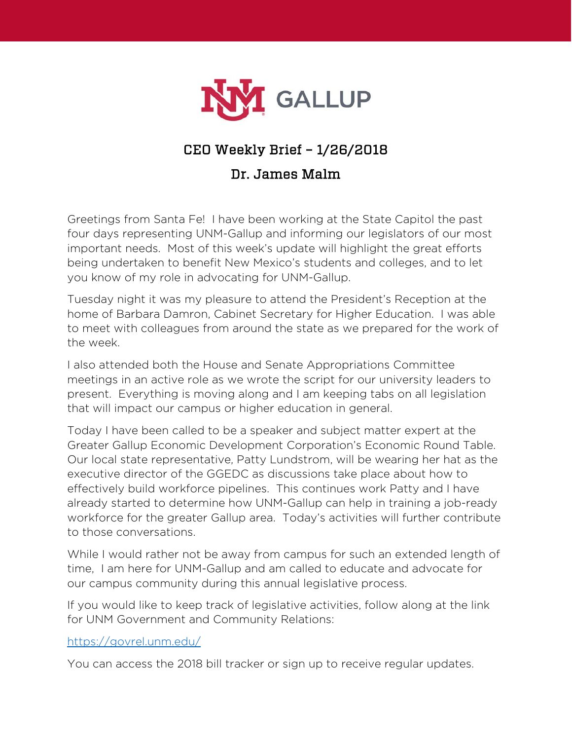# CEO Weekly Brief – 1/26/2018

## Dr. James Malm

Greetings from Santa Fe! I have been working at the State Capitol the past four days representing UNM-Gallup and informing our legislators of our most important needs. Most of this week's update will highlight the great efforts being undertaken to benefit New Mexico's students and colleges, and to let you know of my role in advocating for UNM-Gallup.

Tuesday night it was my pleasure to attend the President's Reception at the home of Barbara Damron, Cabinet Secretary for Higher Education. I was able to meet with colleagues from around the state as we prepared for the work of the week.

I also attended both the House and Senate Appropriations Committee meetings in an active role as we wrote the script for our university leaders to present. Everything is moving along and I am keeping tabs on all legislation that will impact our campus or higher education in general.

Today I have been called to be a speaker and subject matter expert at the Greater Gallup Economic Development Corporation's Economic Round Table. Our local state representative, Patty Lundstrom, will be wearing her hat as the executive director of the GGEDC as discussions take place about how to effectively build workforce pipelines. This continues work Patty and I have already started to determine how UNM-Gallup can help in training a job-ready workforce for the greater Gallup area. Today's activities will further contribute to those conversations.

While I would rather not be away from campus for such an extended length of time, I am here for UNM-Gallup and am called to educate and advocate for our campus community during this annual legislative process.

If you would like to keep track of legislative activities, follow along at the link for UNM Government and Community Relations:

https://govrel.unm.edu/

You can access the 2018 bill tracker or sign up to receive regular updates.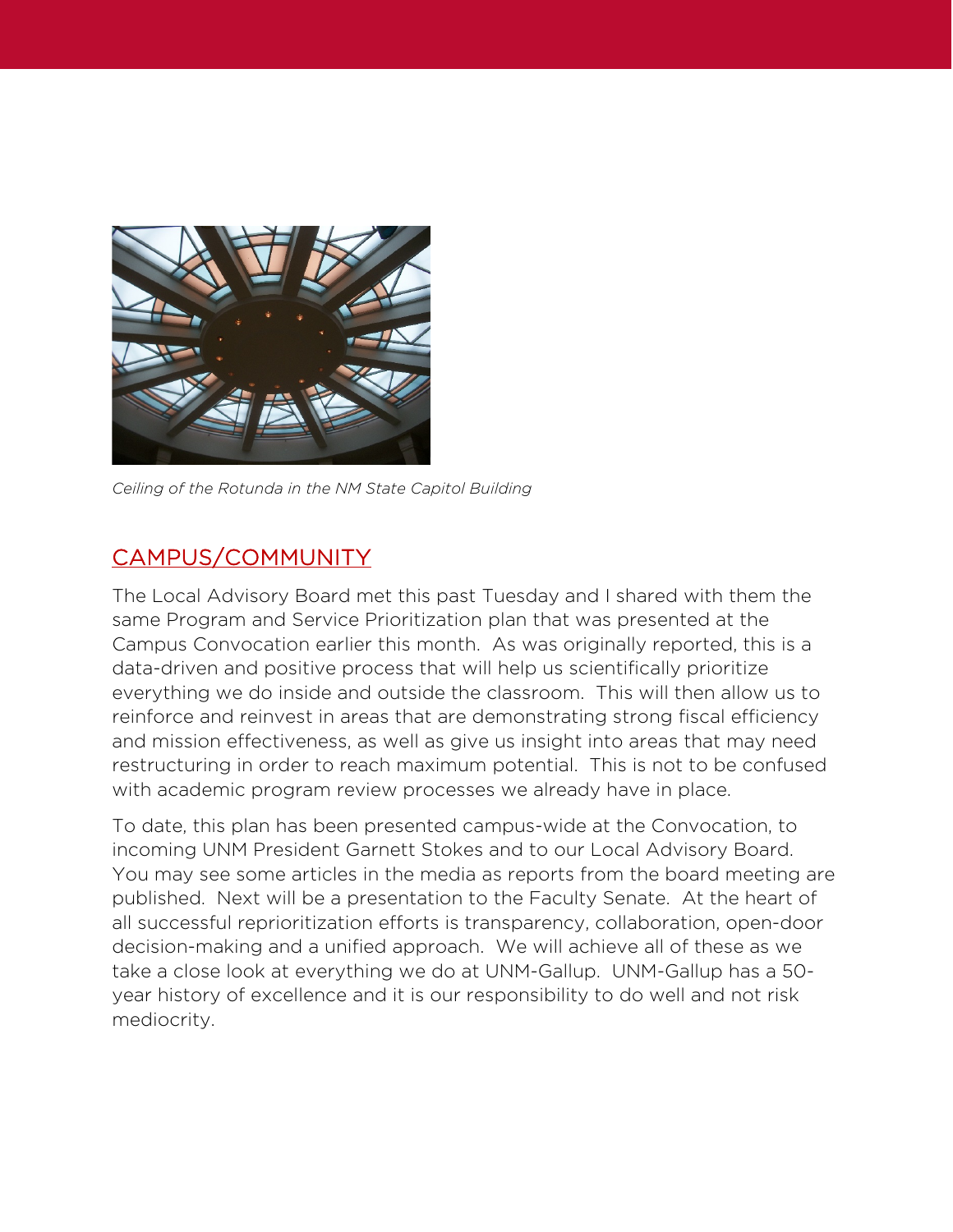Ceiling of the Rotunda in the NM State Capitol Building

## CAMPUS/COMMUNITY

The Local Advisory Board met this past Tuesday and I shared with them the same Program and Service Prioritization plan that was presented at the Campus Convocation earlier this month. As was originally reported, this is a data-driven and positive process that will help us scientifically prioritize everything we do inside and outside the classroom. This will then allow us to reinforce and reinvest in areas that are demonstrating strong fiscal efficiency and mission effectiveness, as well as give us insight into areas that may need restructuring in order to reach maximum potential. This is not to be confused with academic program review processes we already have in place.

To date, this plan has been presented campus-wide at the Convocation, to incoming UNM President Garnett Stokes and to our Local Advisory Board. You may see some articles in the media as reports from the board meeting are published. Next will be a presentation to the Faculty Senate. At the heart of all successful reprioritization efforts is transparency, collaboration, open-door decision-making and a unified approach. We will achieve all of these as we take a close look at everything we do at UNM-Gallup. UNM-Gallup has a 50-year history of excellence and it is our responsibility to do well and not risk mediocrity.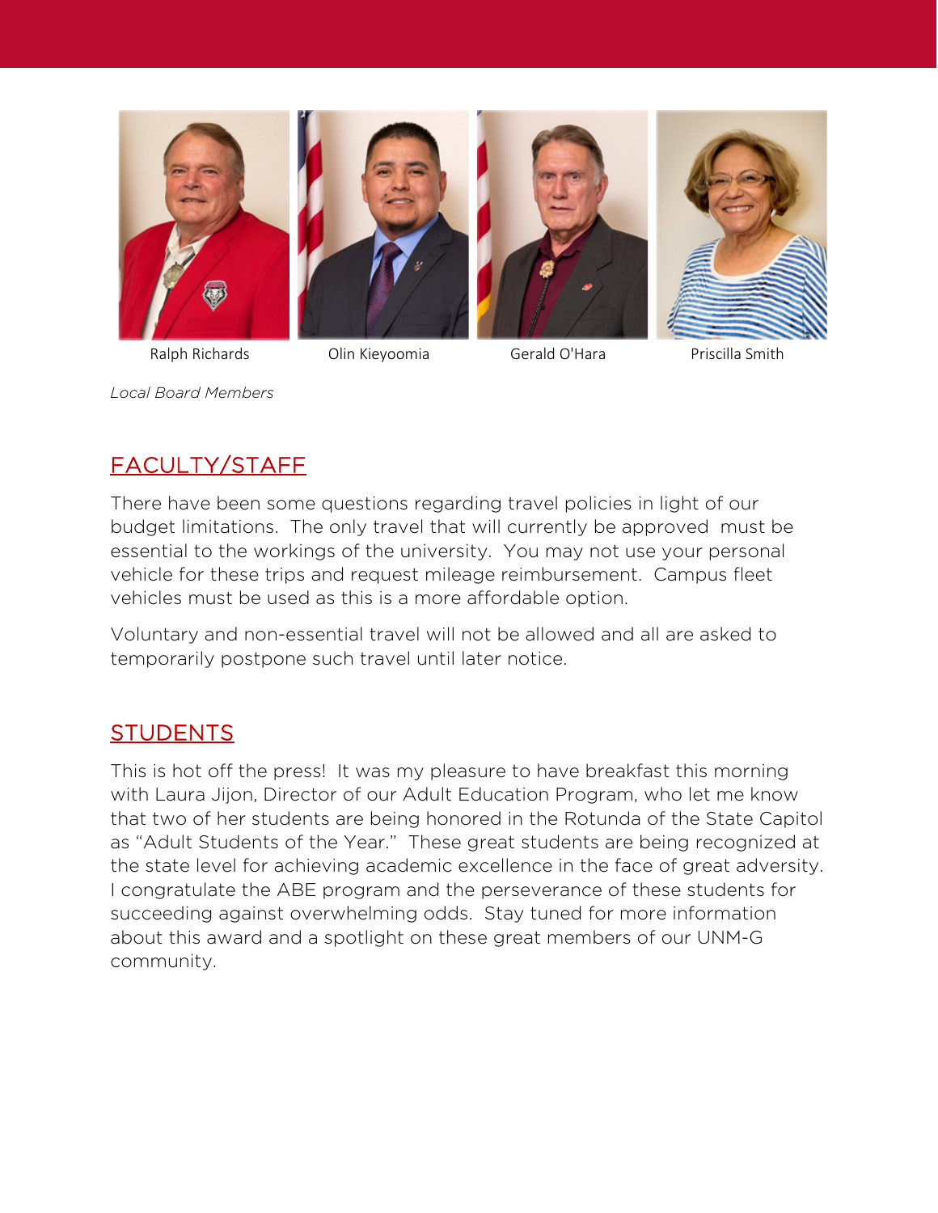Ralph Richards | Olin Kieyoomia | Gerald O'Hara | Priscilla Smith

*Local Board Members*

## FACULTY/STAFF

There have been some questions regarding travel policies in light of our budget limitations. The only travel that will currently be approved must be essential to the workings of the university. You may not use your personal vehicle for these trips and request mileage reimbursement. Campus fleet vehicles must be used as this is a more affordable option.

Voluntary and non-essential travel will not be allowed and all are asked to temporarily postpone such travel until later notice.

## STUDENTS

This is hot off the press! It was my pleasure to have breakfast this morning with Laura Jijon, Director of our Adult Education Program, who let me know that two of her students are being honored in the Rotunda of the State Capitol as "Adult Students of the Year." These great students are being recognized at the state level for achieving academic excellence in the face of great adversity. I congratulate the ABE program and the perseverance of these students for succeeding against overwhelming odds. Stay tuned for more information about this award and a spotlight on these great members of our UNM-G community.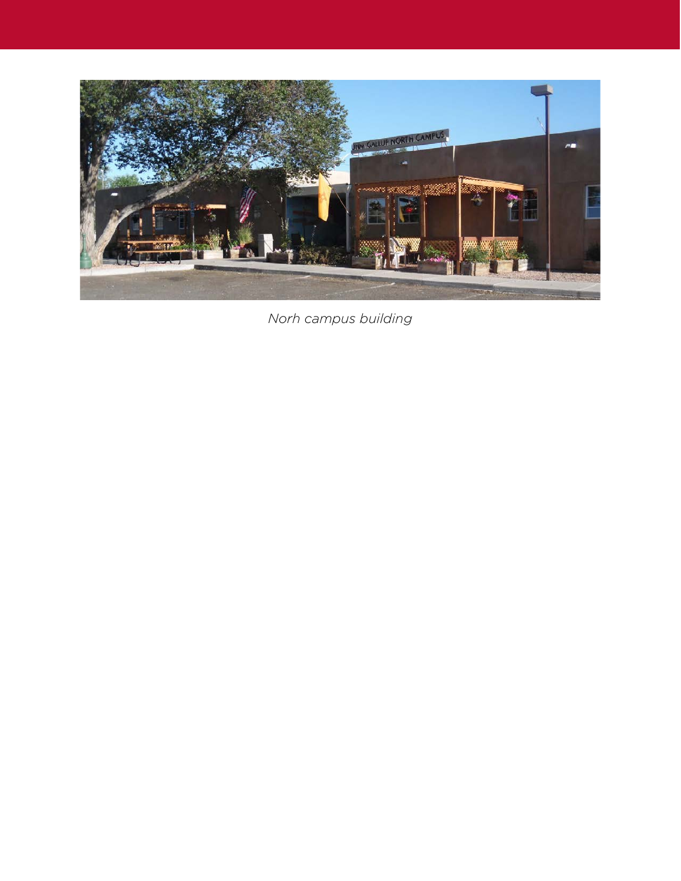*Norh campus building*